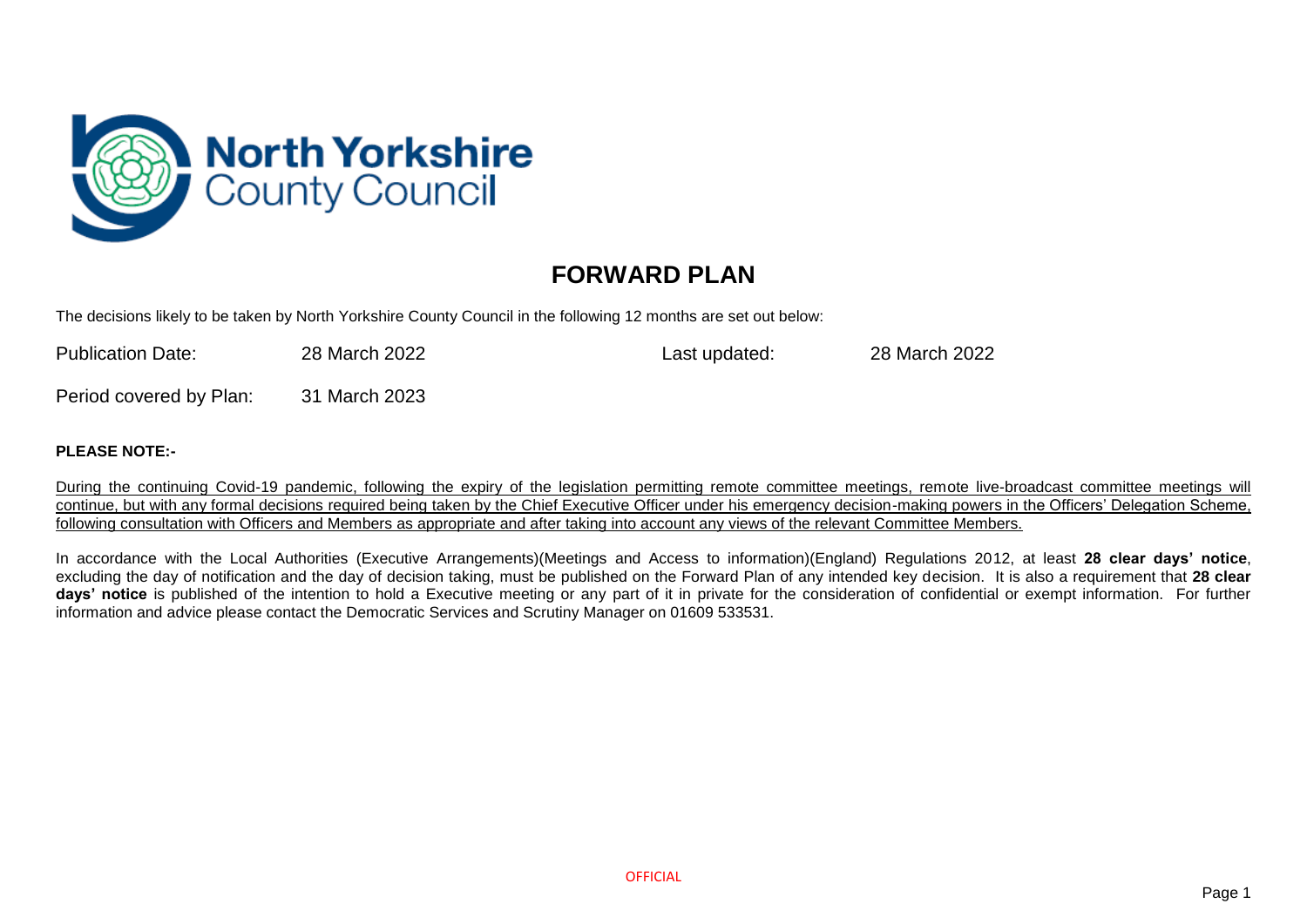North Yorkshire County Council

# FORWARD PLAN

The decisions likely to be taken by North Yorkshire County Council in the following 12 months are set out below:

Publication Date: 28 March 2022

Last updated: 28 March 2022

Period covered by Plan: 31 March 2023

**PLEASE NOTE:-**

During the continuing Covid-19 pandemic, following the expiry of the legislation permitting remote committee meetings, remote live-broadcast committee meetings will continue, but with any formal decisions required being taken by the Chief Executive Officer under his emergency decision-making powers in the Officers' Delegation Scheme, following consultation with Officers and Members as appropriate and after taking into account any views of the relevant Committee Members.

In accordance with the Local Authorities (Executive Arrangements)(Meetings and Access to information)(England) Regulations 2012, at least **28 clear days' notice**, excluding the day of notification and the day of decision taking, must be published on the Forward Plan of any intended key decision. It is also a requirement that **28 clear days' notice** is published of the intention to hold a Executive meeting or any part of it in private for the consideration of confidential or exempt information. For further information and advice please contact the Democratic Services and Scrutiny Manager on 01609 533531.

OFFICIAL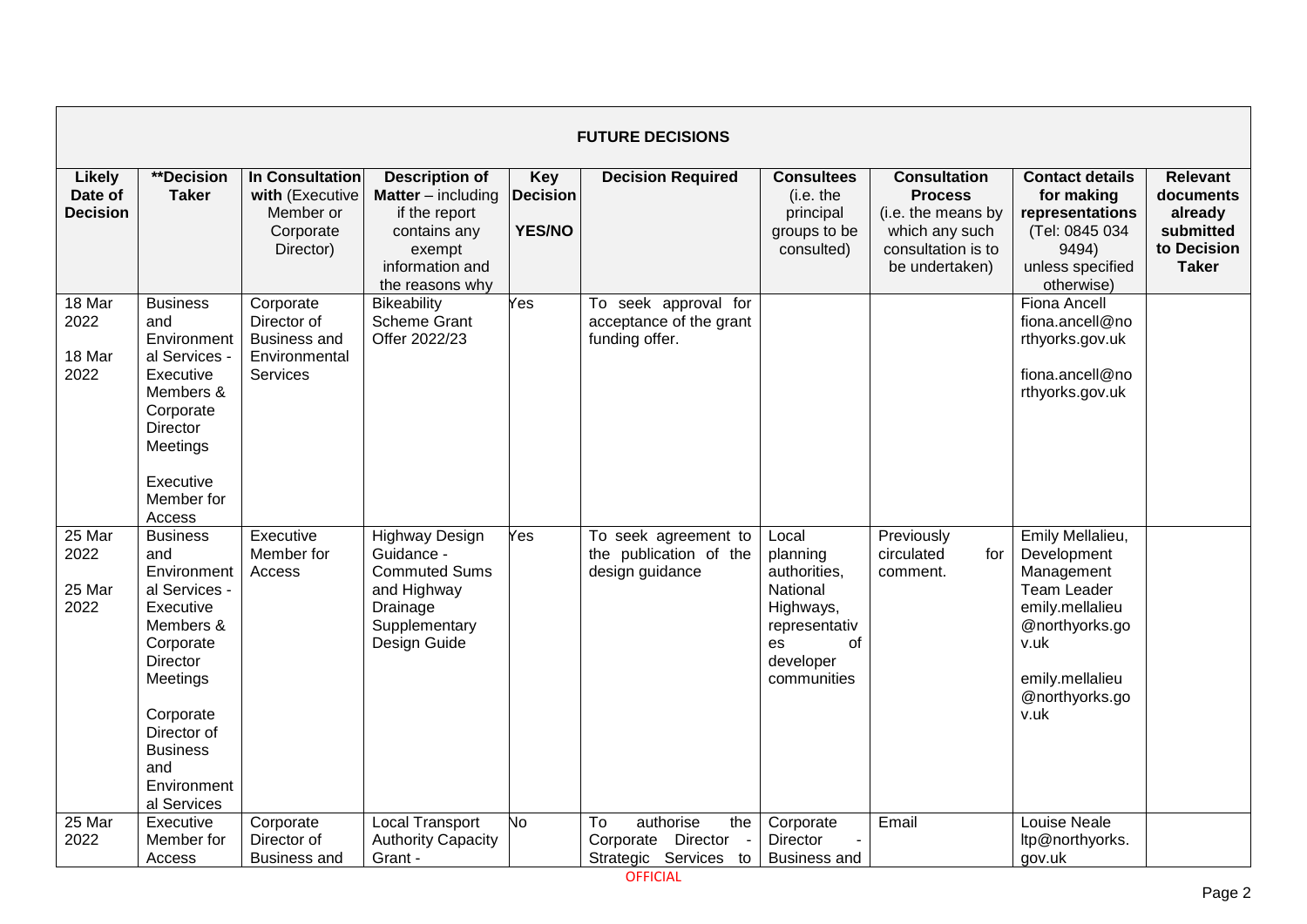| FUTURE DECISIONS | | | | | | | | | |
|---|---|---|---|---|---|---|---|---|---|
| **Likely Date of Decision** | **\*\*Decision Taker** | **In Consultation with** (Executive Member or Corporate Director) | **Description of Matter** – including if the report contains any exempt information and the reasons why | **Key Decision YES/NO** | **Decision Required** | **Consultees** (i.e. the principal groups to be consulted) | **Consultation Process** (i.e. the means by which any such consultation is to be undertaken) | **Contact details for making representations** (Tel: 0845 034 9494) unless specified otherwise) | **Relevant documents already submitted to Decision Taker** |
| 18 Mar 2022<br><br>18 Mar 2022 | Business and Environmental Services - Executive Members & Corporate Director Meetings<br><br>Executive Member for Access | Corporate Director of Business and Environmental Services | Bikeability Scheme Grant Offer 2022/23 | Yes | To seek approval for acceptance of the grant funding offer. | | | Fiona Ancell fiona.ancell@northyorks.gov.uk<br><br>fiona.ancell@northyorks.gov.uk | |
| 25 Mar 2022<br><br>25 Mar 2022 | Business and Environmental Services - Executive Members & Corporate Director Meetings<br><br>Corporate Director of Business and Environmental Services | Executive Member for Access | Highway Design Guidance - Commuted Sums and Highway Drainage Supplementary Design Guide | Yes | To seek agreement to the publication of the design guidance | Local planning authorities, National Highways, representatives of developer communities | Previously circulated for comment. | Emily Mellalieu, Development Management Team Leader emily.mellalieu@northyorks.gov.uk<br><br>emily.mellalieu@northyorks.gov.uk | |
| 25 Mar 2022 | Executive Member for Access | Corporate Director of Business and | Local Transport Authority Capacity Grant - | No | To authorise the Corporate Director - Strategic Services to | Corporate Director - Business and | Email | Louise Neale ltp@northyorks.gov.uk | |

OFFICIAL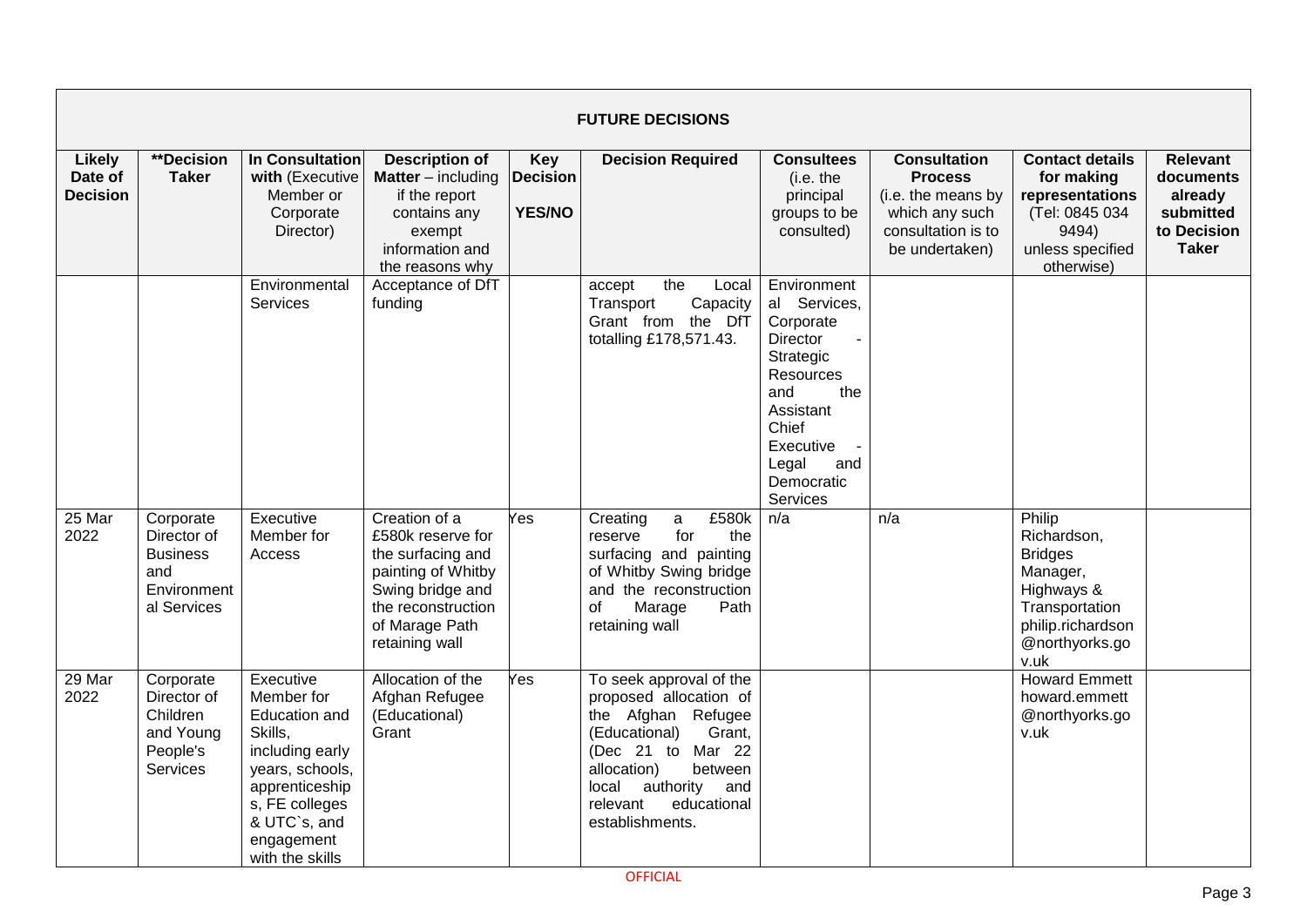| FUTURE DECISIONS | | | | | | | | | |
|---|---|---|---|---|---|---|---|---|---|
| **Likely Date of Decision** | **\*\*Decision Taker** | **In Consultation with** (Executive Member or Corporate Director) | **Description of Matter** – including if the report contains any exempt information and the reasons why | **Key Decision YES/NO** | **Decision Required** | **Consultees** (i.e. the principal groups to be consulted) | **Consultation Process** (i.e. the means by which any such consultation is to be undertaken) | **Contact details for making representations** (Tel: 0845 034 9494) unless specified otherwise) | **Relevant documents already submitted to Decision Taker** |
| | | Environmental Services | Acceptance of DfT funding | | accept the Local Transport Capacity Grant from the DfT totalling £178,571.43. | Environmental Services, Corporate Director - Strategic Resources and the Assistant Chief Executive - Legal and Democratic Services | | | |
| 25 Mar 2022 | Corporate Director of Business and Environmental Services | Executive Member for Access | Creation of a £580k reserve for the surfacing and painting of Whitby Swing bridge and the reconstruction of Marage Path retaining wall | Yes | Creating a £580k reserve for the surfacing and painting of Whitby Swing bridge and the reconstruction of Marage Path retaining wall | n/a | n/a | Philip Richardson, Bridges Manager, Highways & Transportation philip.richardson@northyorks.gov.uk | |
| 29 Mar 2022 | Corporate Director of Children and Young People's Services | Executive Member for Education and Skills, including early years, schools, apprenticeships, FE colleges & UTC`s, and engagement with the skills | Allocation of the Afghan Refugee (Educational) Grant | Yes | To seek approval of the proposed allocation of the Afghan Refugee (Educational) Grant, (Dec 21 to Mar 22 allocation) between local authority and relevant educational establishments. | | | Howard Emmett howard.emmett@northyorks.gov.uk | |

OFFICIAL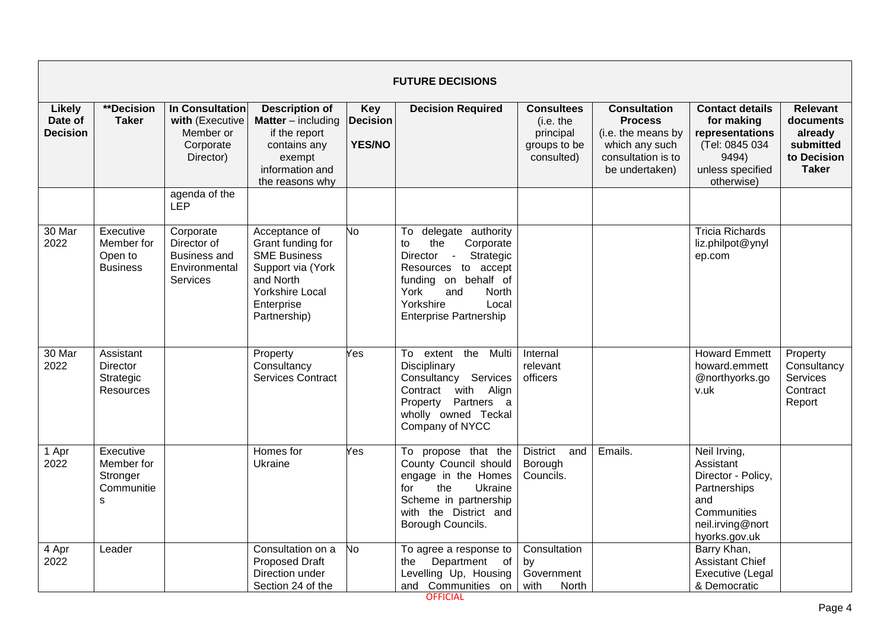| FUTURE DECISIONS | | | | | | | | | |
|---|---|---|---|---|---|---|---|---|---|
| **Likely Date of Decision** | **\*\*Decision Taker** | **In Consultation with** (Executive Member or Corporate Director) | **Description of Matter** – including if the report contains any exempt information and the reasons why | **Key Decision YES/NO** | **Decision Required** | **Consultees** (i.e. the principal groups to be consulted) | **Consultation Process** (i.e. the means by which any such consultation is to be undertaken) | **Contact details for making representations** (Tel: 0845 034 9494) unless specified otherwise) | **Relevant documents already submitted to Decision Taker** |
| | | agenda of the LEP | | | | | | | |
| 30 Mar 2022 | Executive Member for Open to Business | Corporate Director of Business and Environmental Services | Acceptance of Grant funding for SME Business Support via (York and North Yorkshire Local Enterprise Partnership) | No | To delegate authority to the Corporate Director - Strategic Resources to accept funding on behalf of York and North Yorkshire Local Enterprise Partnership | | | Tricia Richards liz.philpot@ynylep.com | |
| 30 Mar 2022 | Assistant Director Strategic Resources | | Property Consultancy Services Contract | Yes | To extent the Multi Disciplinary Consultancy Services Contract with Align Property Partners a wholly owned Teckal Company of NYCC | Internal relevant officers | | Howard Emmett howard.emmett@northyorks.gov.uk | Property Consultancy Services Contract Report |
| 1 Apr 2022 | Executive Member for Stronger Communities | | Homes for Ukraine | Yes | To propose that the County Council should engage in the Homes for the Ukraine Scheme in partnership with the District and Borough Councils. | District and Borough Councils. | Emails. | Neil Irving, Assistant Director - Policy, Partnerships and Communities neil.irving@northyorks.gov.uk | |
| 4 Apr 2022 | Leader | | Consultation on a Proposed Draft Direction under Section 24 of the | No | To agree a response to the Department of Levelling Up, Housing and Communities on | Consultation by Government with North | | Barry Khan, Assistant Chief Executive (Legal & Democratic | |

OFFICIAL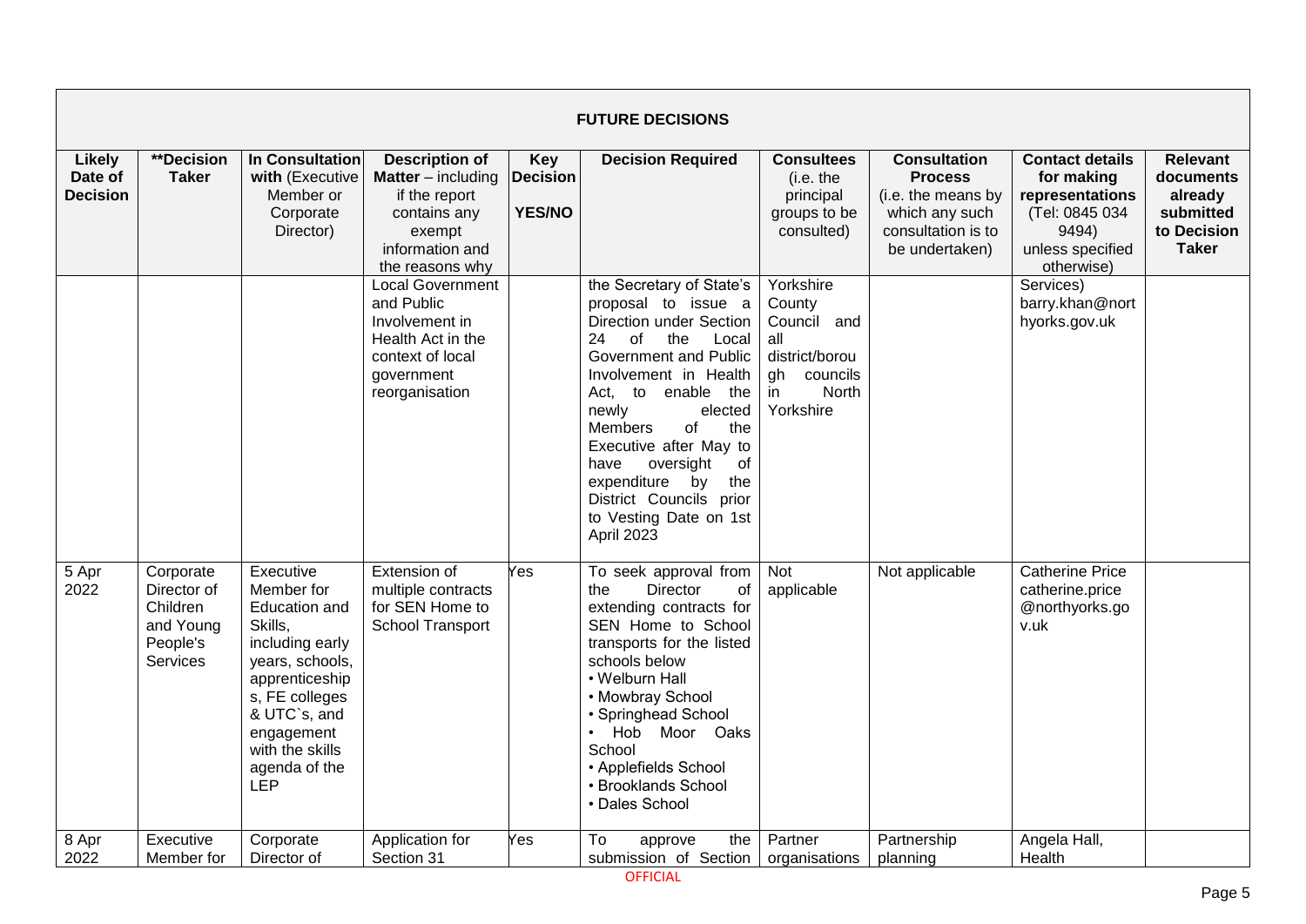| FUTURE DECISIONS | | | | | | | | | |
|---|---|---|---|---|---|---|---|---|---|
| **Likely Date of Decision** | **\*\*Decision Taker** | **In Consultation with** (Executive Member or Corporate Director) | **Description of Matter** – including if the report contains any exempt information and the reasons why | **Key Decision YES/NO** | **Decision Required** | **Consultees** (i.e. the principal groups to be consulted) | **Consultation Process** (i.e. the means by which any such consultation is to be undertaken) | **Contact details for making representations** (Tel: 0845 034 9494) unless specified otherwise) | **Relevant documents already submitted to Decision Taker** |
| | | | Local Government and Public Involvement in Health Act in the context of local government reorganisation | | the Secretary of State's proposal to issue a Direction under Section 24 of the Local Government and Public Involvement in Health Act, to enable the newly elected Members of the Executive after May to have oversight of expenditure by the District Councils prior to Vesting Date on 1st April 2023 | Yorkshire County Council and all district/borough councils in North Yorkshire | | Services) barry.khan@northyorks.gov.uk | |
| 5 Apr 2022 | Corporate Director of Children and Young People's Services | Executive Member for Education and Skills, including early years, schools, apprenticeships, FE colleges & UTC`s, and engagement with the skills agenda of the LEP | Extension of multiple contracts for SEN Home to School Transport | Yes | To seek approval from the Director of extending contracts for SEN Home to School transports for the listed schools below<br>• Welburn Hall<br>• Mowbray School<br>• Springhead School<br>• Hob Moor Oaks School<br>• Applefields School<br>• Brooklands School<br>• Dales School | Not applicable | Not applicable | Catherine Price catherine.price@northyorks.gov.uk | |
| 8 Apr 2022 | Executive Member for | Corporate Director of | Application for Section 31 | Yes | To approve the submission of Section | Partner organisations | Partnership planning | Angela Hall, Health | |

OFFICIAL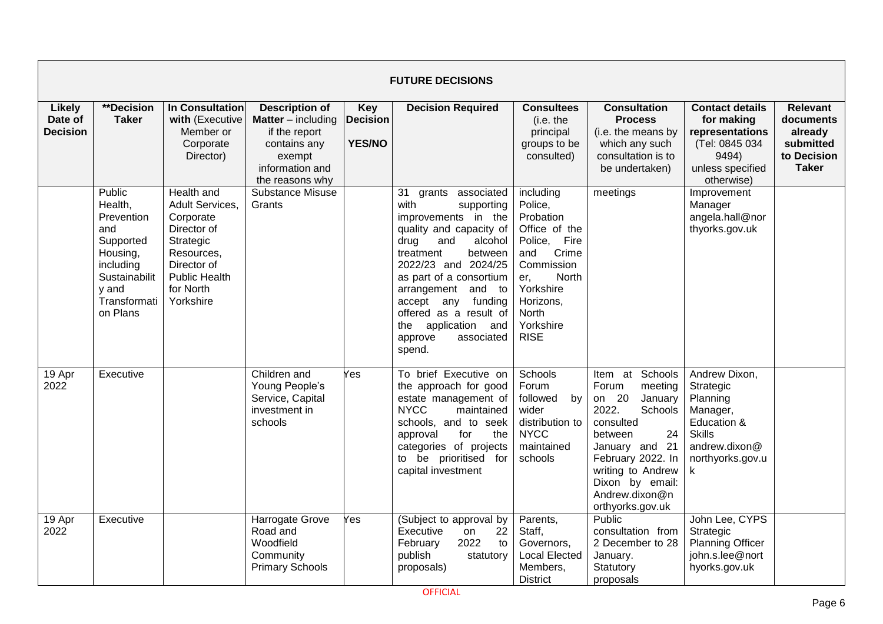| FUTURE DECISIONS | | | | | | | | | |
|---|---|---|---|---|---|---|---|---|---|
| **Likely Date of Decision** | **\*\*Decision Taker** | **In Consultation with** (Executive Member or Corporate Director) | **Description of Matter** – including if the report contains any exempt information and the reasons why | **Key Decision YES/NO** | **Decision Required** | **Consultees** (i.e. the principal groups to be consulted) | **Consultation Process** (i.e. the means by which any such consultation is to be undertaken) | **Contact details for making representations** (Tel: 0845 034 9494) unless specified otherwise) | **Relevant documents already submitted to Decision Taker** |
| | Public Health, Prevention and Supported Housing, including Sustainability and Transformation Plans | Health and Adult Services, Corporate Director of Strategic Resources, Director of Public Health for North Yorkshire | Substance Misuse Grants | | 31 grants associated with supporting improvements in the quality and capacity of drug and alcohol treatment between 2022/23 and 2024/25 as part of a consortium arrangement and to accept any funding offered as a result of the application and approve associated spend. | including Police, Probation Office of the Police, Fire and Crime Commissioner, North Yorkshire Horizons, North Yorkshire RISE | meetings | Improvement Manager angela.hall@northyorks.gov.uk | |
| 19 Apr 2022 | Executive | | Children and Young People's Service, Capital investment in schools | Yes | To brief Executive on the approach for good estate management of NYCC maintained schools, and to seek approval for the categories of projects to be prioritised for capital investment | Schools Forum followed by wider distribution to NYCC maintained schools | Item at Schools Forum meeting on 20 January 2022. Schools consulted between 24 January and 21 February 2022. In writing to Andrew Dixon by email: Andrew.dixon@northyorks.gov.uk | Andrew Dixon, Strategic Planning Manager, Education & Skills andrew.dixon@northyorks.gov.uk | |
| 19 Apr 2022 | Executive | | Harrogate Grove Road and Woodfield Community Primary Schools | Yes | (Subject to approval by Executive on 22 February 2022 to publish statutory proposals) | Parents, Staff, Governors, Local Elected Members, District | Public consultation from 2 December to 28 January. Statutory proposals | John Lee, CYPS Strategic Planning Officer john.s.lee@northyorks.gov.uk | |

OFFICIAL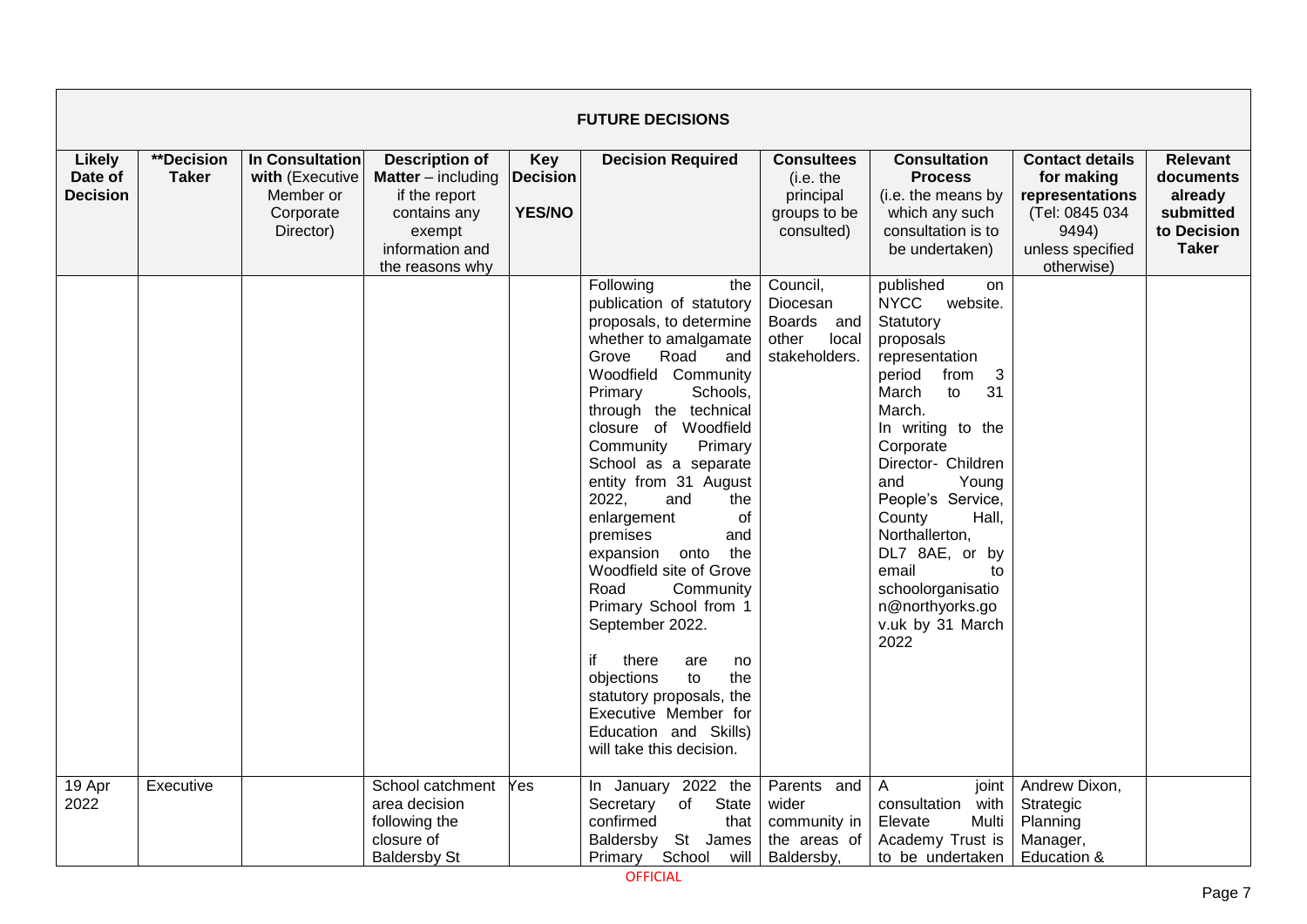## FUTURE DECISIONS

| Likely Date of Decision | **Decision Taker | In Consultation with (Executive Member or Corporate Director) | Description of Matter – including if the report contains any exempt information and the reasons why | Key Decision YES/NO | Decision Required | Consultees (i.e. the principal groups to be consulted) | Consultation Process (i.e. the means by which any such consultation is to be undertaken) | Contact details for making representations (Tel: 0845 034 9494) unless specified otherwise) | Relevant documents already submitted to Decision Taker |
|---|---|---|---|---|---|---|---|---|---|
| | | | | | Following the publication of statutory proposals, to determine whether to amalgamate Grove Road and Woodfield Community Primary Schools, through the technical closure of Woodfield Community Primary School as a separate entity from 31 August 2022, and the enlargement of premises and expansion onto the Woodfield site of Grove Road Community Primary School from 1 September 2022.<br><br>if there are no objections to the statutory proposals, the Executive Member for Education and Skills) will take this decision. | Council, Diocesan Boards and other local stakeholders. | published on NYCC website. Statutory proposals representation period from 3 March to 31 March.<br>In writing to the Corporate Director- Children and Young People's Service, County Hall, Northallerton, DL7 8AE, or by email to schoolorganisation@northyorks.gov.uk by 31 March 2022 | | |
| 19 Apr 2022 | Executive | | School catchment area decision following the closure of Baldersby St | Yes | In January 2022 the Secretary of State confirmed that Baldersby St James Primary School will | Parents and wider community in the areas of Baldersby, | A joint consultation with Elevate Multi Academy Trust is to be undertaken | Andrew Dixon, Strategic Planning Manager, Education & | |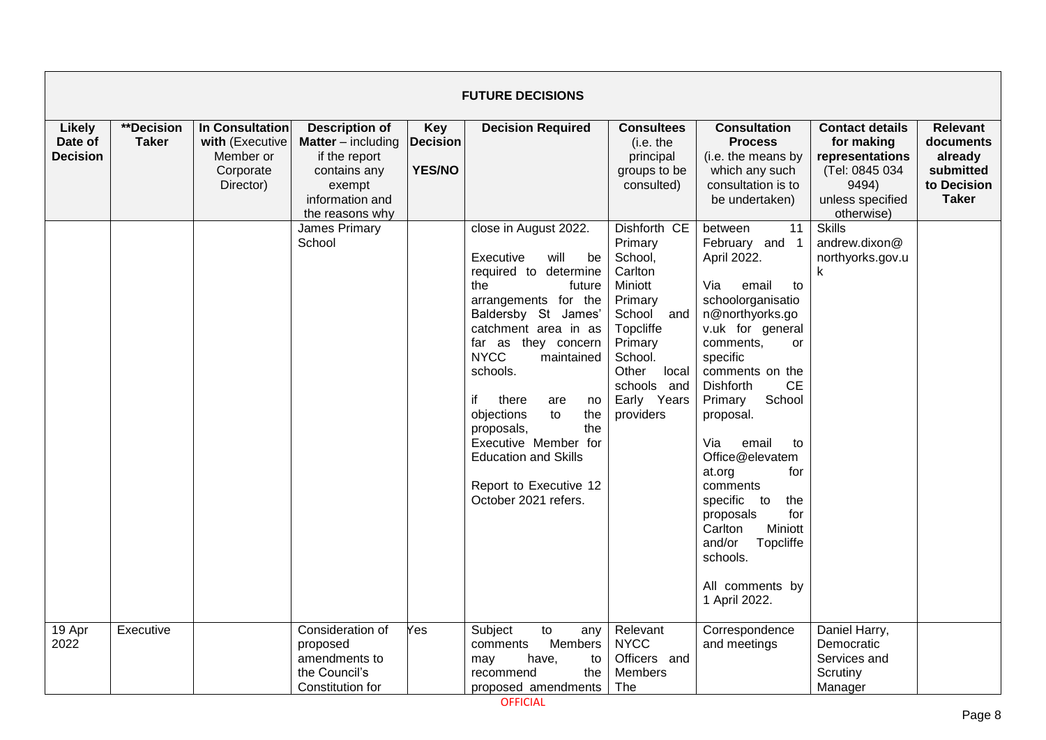| FUTURE DECISIONS | | | | | | | | | |
|---|---|---|---|---|---|---|---|---|---|
| **Likely Date of Decision** | **\*\*Decision Taker** | **In Consultation with** (Executive Member or Corporate Director) | **Description of Matter** – including if the report contains any exempt information and the reasons why | **Key Decision YES/NO** | **Decision Required** | **Consultees** (i.e. the principal groups to be consulted) | **Consultation Process** (i.e. the means by which any such consultation is to be undertaken) | **Contact details for making representations** (Tel: 0845 034 9494) unless specified otherwise) | **Relevant documents already submitted to Decision Taker** |
| | | | James Primary School | | close in August 2022.<br><br>Executive will be required to determine the future arrangements for the Baldersby St James' catchment area in as far as they concern NYCC maintained schools.<br><br>if there are no objections to the proposals, the Executive Member for Education and Skills<br><br>Report to Executive 12 October 2021 refers. | Dishforth CE Primary School, Carlton Miniott Primary School and Topcliffe Primary School. Other local schools and Early Years providers | between 11 February and 1 April 2022.<br><br>Via email to schoolorganisation@northyorks.gov.uk for general comments, or specific comments on the Dishforth CE Primary School proposal.<br><br>Via email to Office@elevatemat.org for comments specific to the proposals for Carlton Miniott and/or Topcliffe schools.<br><br>All comments by 1 April 2022. | Skills andrew.dixon@northyorks.gov.uk | |
| 19 Apr 2022 | Executive | | Consideration of proposed amendments to the Council's Constitution for | Yes | Subject to any comments Members may have, to recommend the proposed amendments | Relevant NYCC Officers and Members The | Correspondence and meetings | Daniel Harry, Democratic Services and Scrutiny Manager | |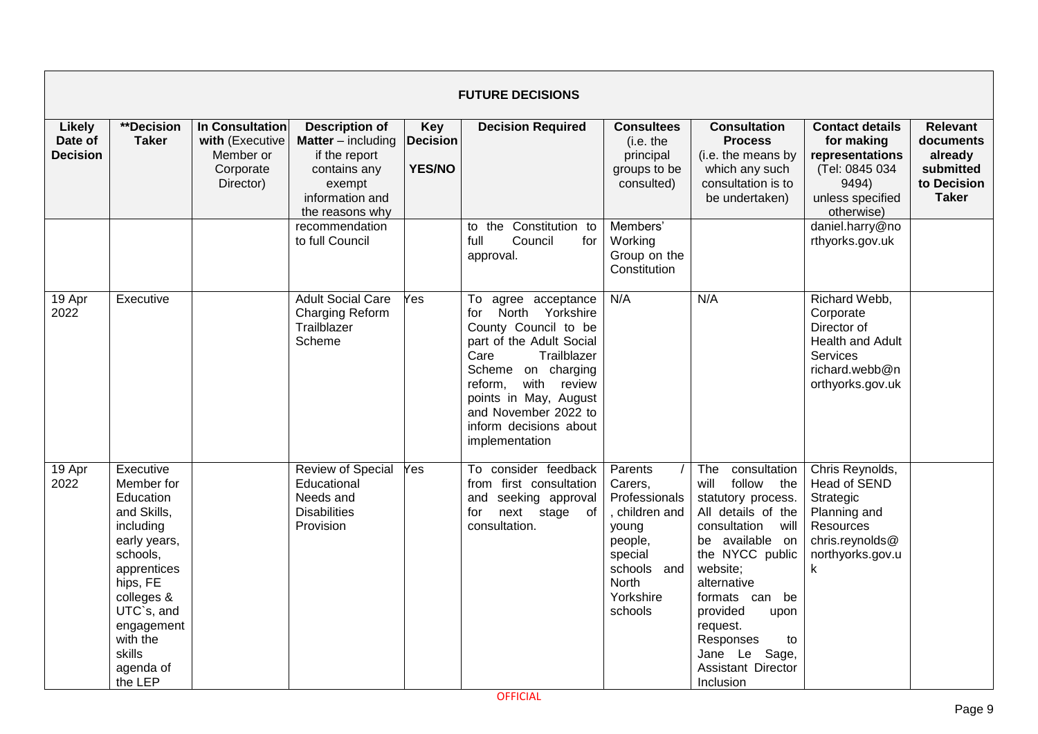**FUTURE DECISIONS**

| Likely Date of Decision | **Decision Taker | In Consultation with (Executive Member or Corporate Director) | Description of Matter – including if the report contains any exempt information and the reasons why | Key Decision YES/NO | Decision Required | Consultees (i.e. the principal groups to be consulted) | Consultation Process (i.e. the means by which any such consultation is to be undertaken) | Contact details for making representations (Tel: 0845 034 9494) unless specified otherwise) | Relevant documents already submitted to Decision Taker |
|---|---|---|---|---|---|---|---|---|---|
| | | | recommendation to full Council | | to the Constitution to full Council for approval. | Members' Working Group on the Constitution | | daniel.harry@northyorks.gov.uk | |
| 19 Apr 2022 | Executive | | Adult Social Care Charging Reform Trailblazer Scheme | Yes | To agree acceptance for North Yorkshire County Council to be part of the Adult Social Care Trailblazer Scheme on charging reform, with review points in May, August and November 2022 to inform decisions about implementation | N/A | N/A | Richard Webb, Corporate Director of Health and Adult Services richard.webb@northyorks.gov.uk | |
| 19 Apr 2022 | Executive Member for Education and Skills, including early years, schools, apprenticeships, FE colleges & UTC`s, and engagement with the skills agenda of the LEP | | Review of Special Educational Needs and Disabilities Provision | Yes | To consider feedback from first consultation and seeking approval for next stage of consultation. | Parents / Carers, Professionals, children and young people, special schools and North Yorkshire schools | The consultation will follow the statutory process. All details of the consultation will be available on the NYCC public website; alternative formats can be provided upon request. Responses to Jane Le Sage, Assistant Director Inclusion | Chris Reynolds, Head of SEND Strategic Planning and Resources chris.reynolds@northyorks.gov.uk | |

OFFICIAL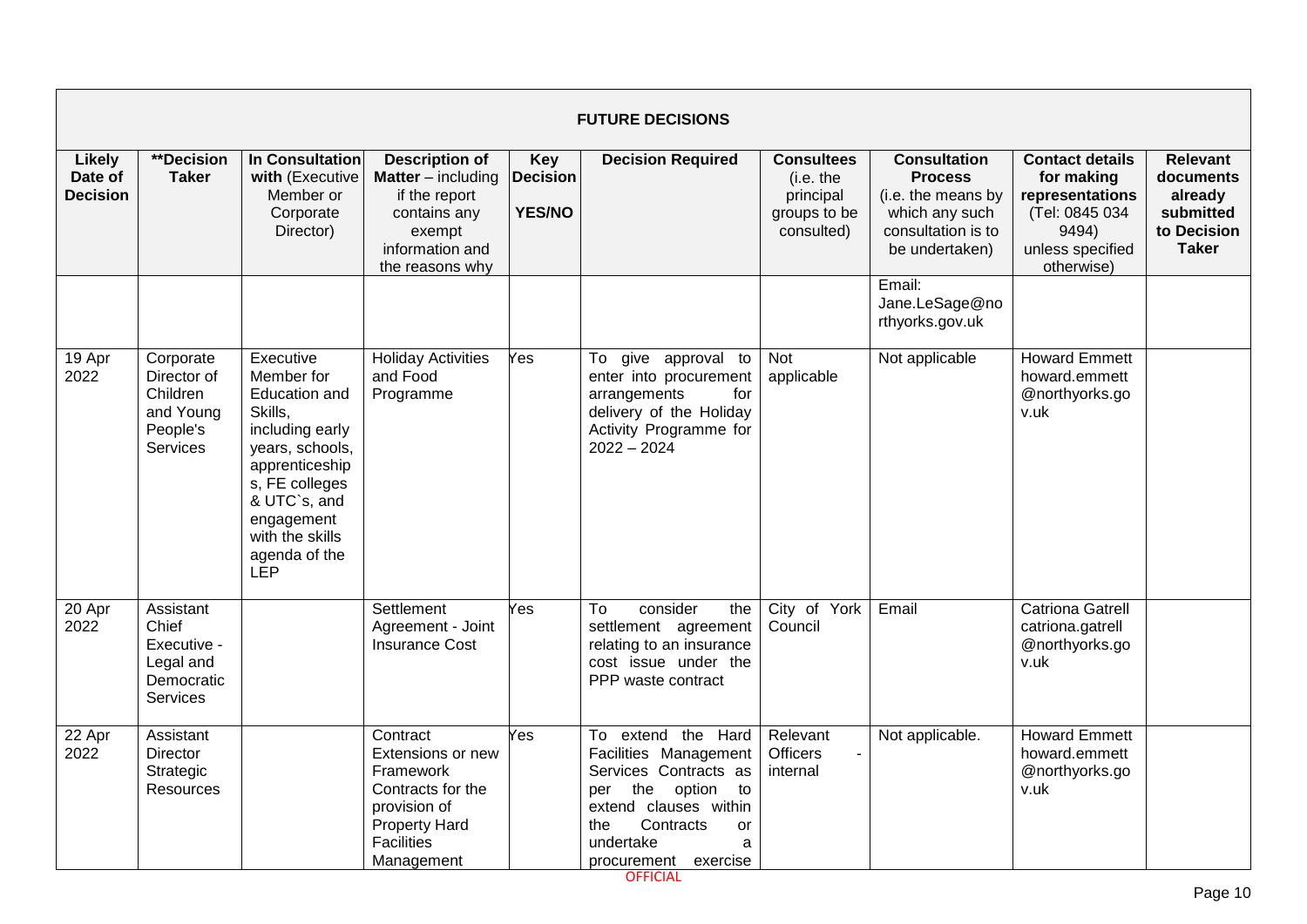| FUTURE DECISIONS | | | | | | | | | |
|---|---|---|---|---|---|---|---|---|---|
| **Likely Date of Decision** | **\*\*Decision Taker** | **In Consultation with** (Executive Member or Corporate Director) | **Description of Matter** – including if the report contains any exempt information and the reasons why | **Key Decision YES/NO** | **Decision Required** | **Consultees** (i.e. the principal groups to be consulted) | **Consultation Process** (i.e. the means by which any such consultation is to be undertaken) | **Contact details for making representations** (Tel: 0845 034 9494) unless specified otherwise) | **Relevant documents already submitted to Decision Taker** |
| | | | | | | | Email: Jane.LeSage@northyorks.gov.uk | | |
| 19 Apr 2022 | Corporate Director of Children and Young People's Services | Executive Member for Education and Skills, including early years, schools, apprenticeships, FE colleges & UTC`s, and engagement with the skills agenda of the LEP | Holiday Activities and Food Programme | Yes | To give approval to enter into procurement arrangements for delivery of the Holiday Activity Programme for 2022 – 2024 | Not applicable | Not applicable | Howard Emmett howard.emmett@northyorks.gov.uk | |
| 20 Apr 2022 | Assistant Chief Executive - Legal and Democratic Services | | Settlement Agreement - Joint Insurance Cost | Yes | To consider the settlement agreement relating to an insurance cost issue under the PPP waste contract | City of York Council | Email | Catriona Gatrell catriona.gatrell@northyorks.gov.uk | |
| 22 Apr 2022 | Assistant Director Strategic Resources | | Contract Extensions or new Framework Contracts for the provision of Property Hard Facilities Management | Yes | To extend the Hard Facilities Management Services Contracts as per the option to extend clauses within the Contracts or undertake a procurement exercise | Relevant Officers - internal | Not applicable. | Howard Emmett howard.emmett@northyorks.gov.uk | |

OFFICIAL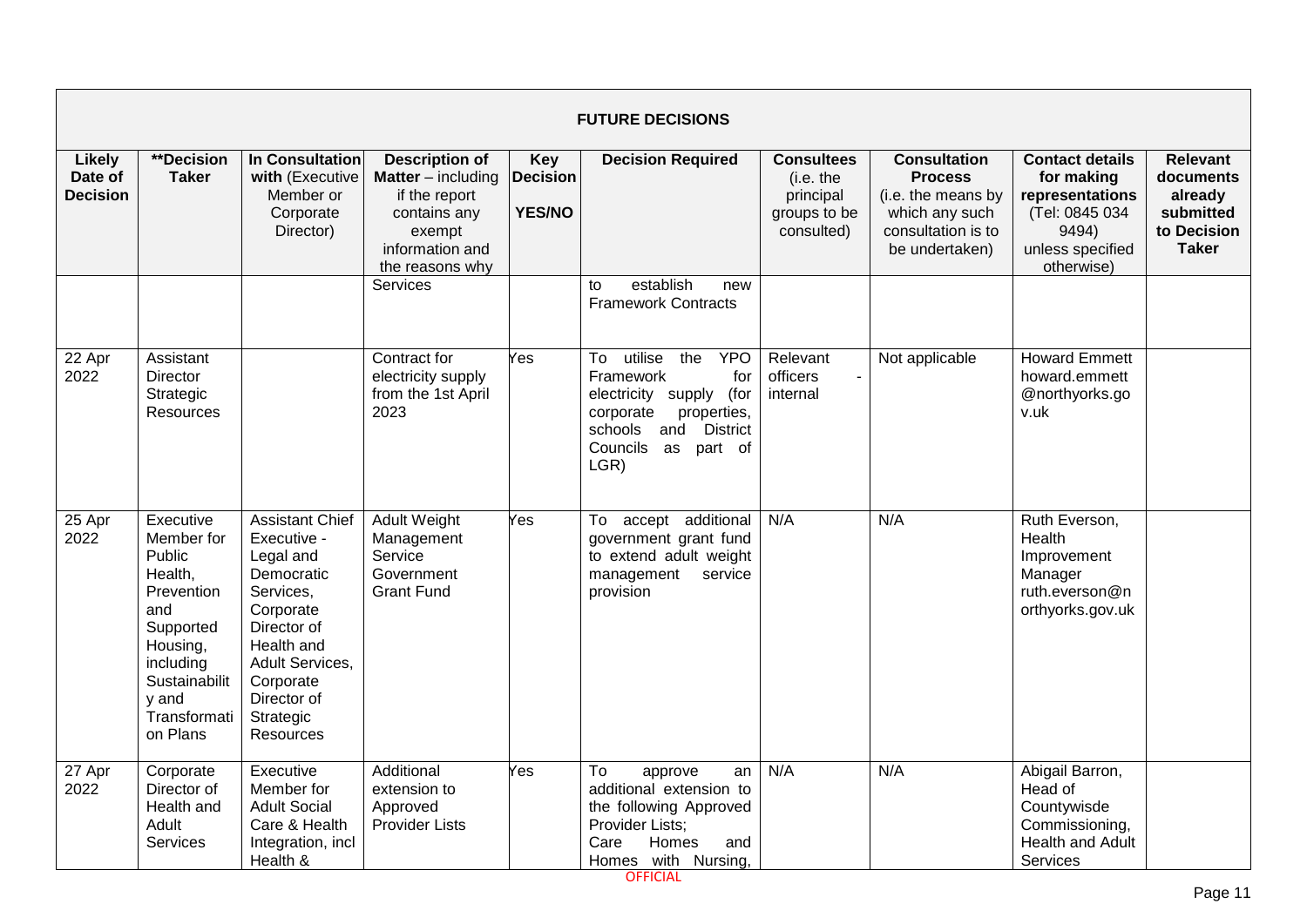| FUTURE DECISIONS | | | | | | | | | |
|---|---|---|---|---|---|---|---|---|---|
| **Likely Date of Decision** | **Decision Taker | **In Consultation with** (Executive Member or Corporate Director) | **Description of Matter** – including if the report contains any exempt information and the reasons why | **Key Decision YES/NO** | **Decision Required** | **Consultees** (i.e. the principal groups to be consulted) | **Consultation Process** (i.e. the means by which any such consultation is to be undertaken) | **Contact details for making representations** (Tel: 0845 034 9494) unless specified otherwise) | **Relevant documents already submitted to Decision Taker** |
| | | | Services | | to establish new Framework Contracts | | | | |
| 22 Apr 2022 | Assistant Director Strategic Resources | | Contract for electricity supply from the 1st April 2023 | Yes | To utilise the YPO Framework for electricity supply (for corporate properties, schools and District Councils as part of LGR) | Relevant officers - internal | Not applicable | Howard Emmett howard.emmett@northyorks.gov.uk | |
| 25 Apr 2022 | Executive Member for Public Health, Prevention and Supported Housing, including Sustainability and Transformation Plans | Assistant Chief Executive - Legal and Democratic Services, Corporate Director of Health and Adult Services, Corporate Director of Strategic Resources | Adult Weight Management Service Government Grant Fund | Yes | To accept additional government grant fund to extend adult weight management service provision | N/A | N/A | Ruth Everson, Health Improvement Manager ruth.everson@northyorks.gov.uk | |
| 27 Apr 2022 | Corporate Director of Health and Adult Services | Executive Member for Adult Social Care & Health Integration, incl Health & | Additional extension to Approved Provider Lists | Yes | To approve an additional extension to the following Approved Provider Lists; Care Homes and Homes with Nursing, | N/A | N/A | Abigail Barron, Head of Countywisde Commissioning, Health and Adult Services | |

OFFICIAL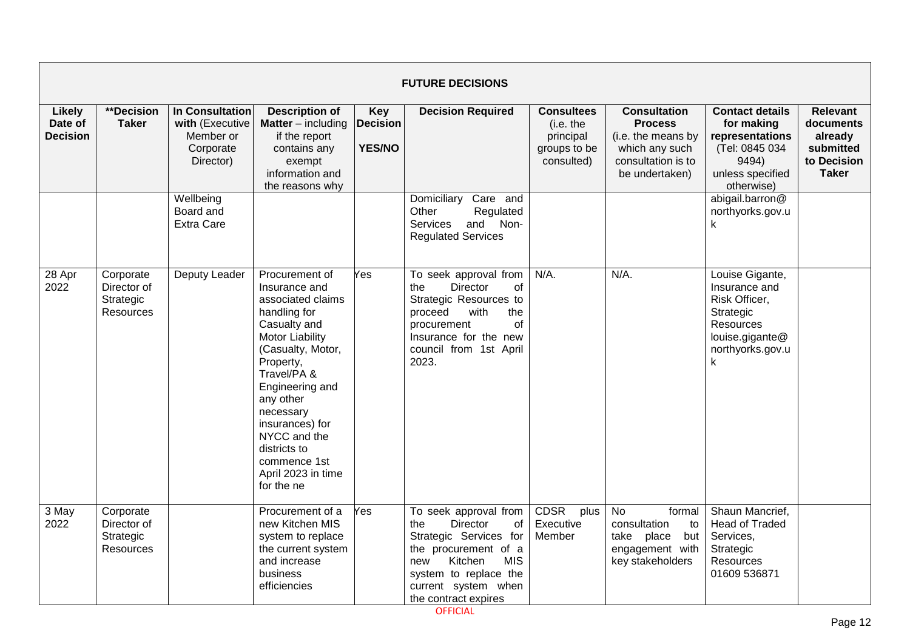| FUTURE DECISIONS | | | | | | | | | |
|---|---|---|---|---|---|---|---|---|---|
| **Likely Date of Decision** | **\*\*Decision Taker** | **In Consultation with** (Executive Member or Corporate Director) | **Description of Matter** – including if the report contains any exempt information and the reasons why | **Key Decision YES/NO** | **Decision Required** | **Consultees** (i.e. the principal groups to be consulted) | **Consultation Process** (i.e. the means by which any such consultation is to be undertaken) | **Contact details for making representations** (Tel: 0845 034 9494) unless specified otherwise) | **Relevant documents already submitted to Decision Taker** |
| | | Wellbeing Board and Extra Care | | | Domiciliary Care and Other Regulated Services and Non-Regulated Services | | | abigail.barron@northyorks.gov.uk | |
| 28 Apr 2022 | Corporate Director of Strategic Resources | Deputy Leader | Procurement of Insurance and associated claims handling for Casualty and Motor Liability (Casualty, Motor, Property, Travel/PA & Engineering and any other necessary insurances) for NYCC and the districts to commence 1st April 2023 in time for the ne | Yes | To seek approval from the Director of Strategic Resources to proceed with the procurement of Insurance for the new council from 1st April 2023. | N/A. | N/A. | Louise Gigante, Insurance and Risk Officer, Strategic Resources louise.gigante@northyorks.gov.uk | |
| 3 May 2022 | Corporate Director of Strategic Resources | | Procurement of a new Kitchen MIS system to replace the current system and increase business efficiencies | Yes | To seek approval from the Director of Strategic Services for the procurement of a new Kitchen MIS system to replace the current system when the contract expires | CDSR plus Executive Member | No formal consultation to take place but engagement with key stakeholders | Shaun Mancrief, Head of Traded Services, Strategic Resources 01609 536871 | |

OFFICIAL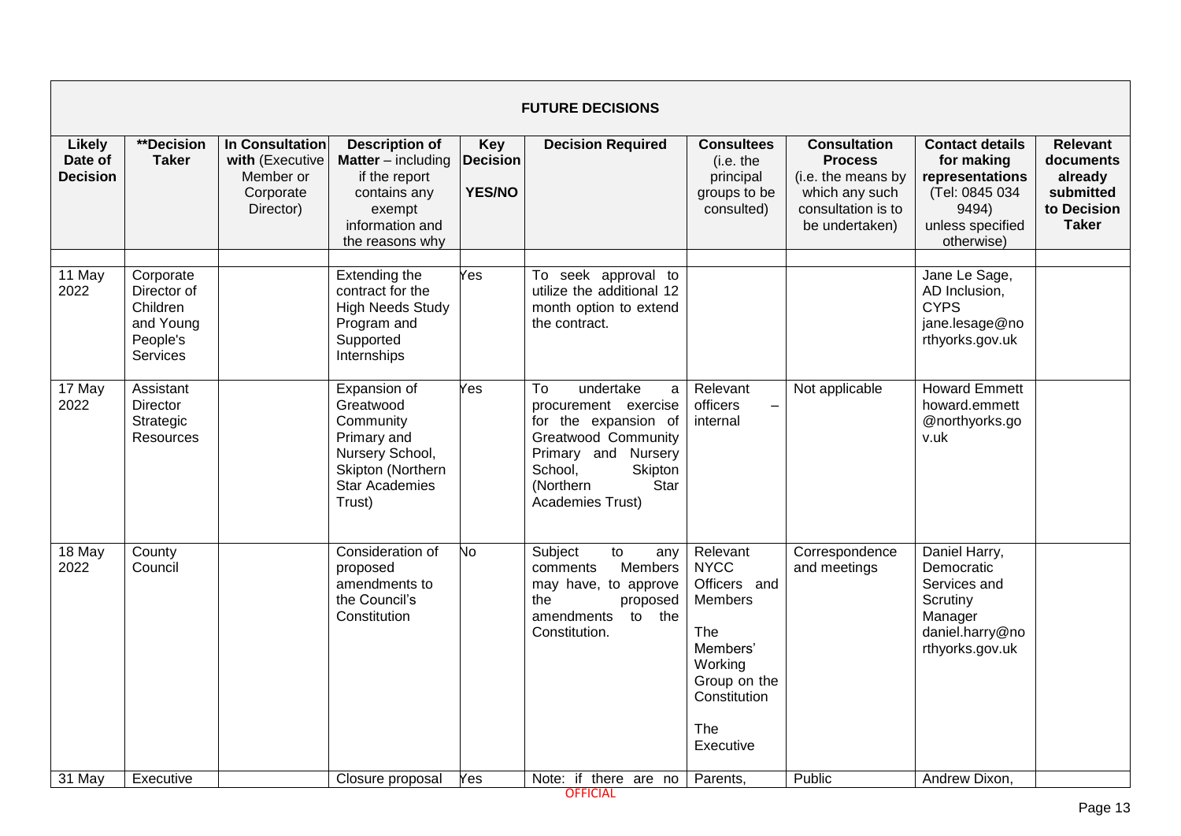| FUTURE DECISIONS | | | | | | | | | |
|---|---|---|---|---|---|---|---|---|---|
| **Likely Date of Decision** | **\*\*Decision Taker** | **In Consultation with** (Executive Member or Corporate Director) | **Description of Matter** – including if the report contains any exempt information and the reasons why | **Key Decision YES/NO** | **Decision Required** | **Consultees** (i.e. the principal groups to be consulted) | **Consultation Process** (i.e. the means by which any such consultation is to be undertaken) | **Contact details for making representations** (Tel: 0845 034 9494) unless specified otherwise) | **Relevant documents already submitted to Decision Taker** |
| | | | | | | | | | |
| 11 May 2022 | Corporate Director of Children and Young People's Services | | Extending the contract for the High Needs Study Program and Supported Internships | Yes | To seek approval to utilize the additional 12 month option to extend the contract. | | | Jane Le Sage, AD Inclusion, CYPS jane.lesage@northyorks.gov.uk | |
| 17 May 2022 | Assistant Director Strategic Resources | | Expansion of Greatwood Community Primary and Nursery School, Skipton (Northern Star Academies Trust) | Yes | To undertake a procurement exercise for the expansion of Greatwood Community Primary and Nursery School, Skipton (Northern Star Academies Trust) | Relevant officers – internal | Not applicable | Howard Emmett howard.emmett@northyorks.gov.uk | |
| 18 May 2022 | County Council | | Consideration of proposed amendments to the Council's Constitution | No | Subject to any comments Members may have, to approve the proposed amendments to the Constitution. | Relevant NYCC Officers and Members<br><br>The Members' Working Group on the Constitution<br><br>The Executive | Correspondence and meetings | Daniel Harry, Democratic Services and Scrutiny Manager daniel.harry@northyorks.gov.uk | |
| 31 May | Executive | | Closure proposal | Yes | Note: if there are no | Parents, | Public | Andrew Dixon, | |

OFFICIAL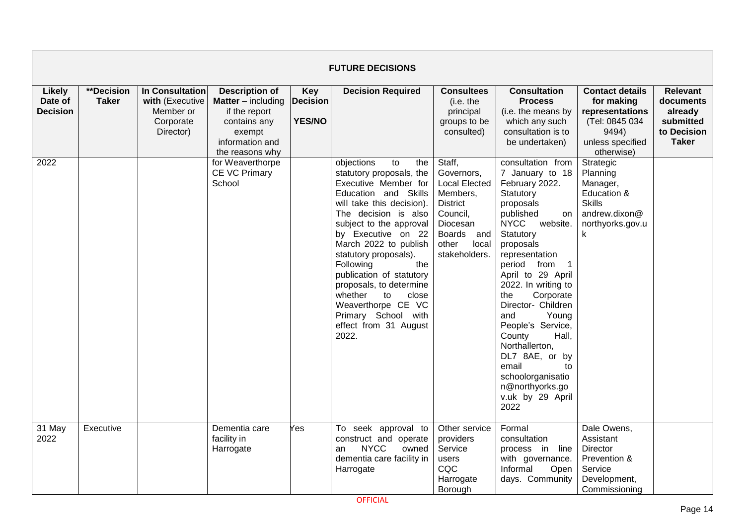| FUTURE DECISIONS | | | | | | | | | |
|---|---|---|---|---|---|---|---|---|---|
| **Likely Date of Decision** | **\*\*Decision Taker** | **In Consultation with** (Executive Member or Corporate Director) | **Description of Matter** – including if the report contains any exempt information and the reasons why | **Key Decision YES/NO** | **Decision Required** | **Consultees** (i.e. the principal groups to be consulted) | **Consultation Process** (i.e. the means by which any such consultation is to be undertaken) | **Contact details for making representations** (Tel: 0845 034 9494) unless specified otherwise) | **Relevant documents already submitted to Decision Taker** |
| 2022 | | | for Weaverthorpe CE VC Primary School | | objections to the statutory proposals, the Executive Member for Education and Skills will take this decision). The decision is also subject to the approval by Executive on 22 March 2022 to publish statutory proposals). Following the publication of statutory proposals, to determine whether to close Weaverthorpe CE VC Primary School with effect from 31 August 2022. | Staff, Governors, Local Elected Members, District Council, Diocesan Boards and other local stakeholders. | consultation from 7 January to 18 February 2022. Statutory proposals published on NYCC website. Statutory proposals representation period from 1 April to 29 April 2022. In writing to the Corporate Director- Children and Young People's Service, County Hall, Northallerton, DL7 8AE, or by email to schoolorganisation@northyorks.gov.uk by 29 April 2022 | Strategic Planning Manager, Education & Skills andrew.dixon@northyorks.gov.uk | |
| 31 May 2022 | Executive | | Dementia care facility in Harrogate | Yes | To seek approval to construct and operate an NYCC owned dementia care facility in Harrogate | Other service providers Service users CQC Harrogate Borough | Formal consultation process in line with governance. Informal Open days. Community | Dale Owens, Assistant Director Prevention & Service Development, Commissioning | |

OFFICIAL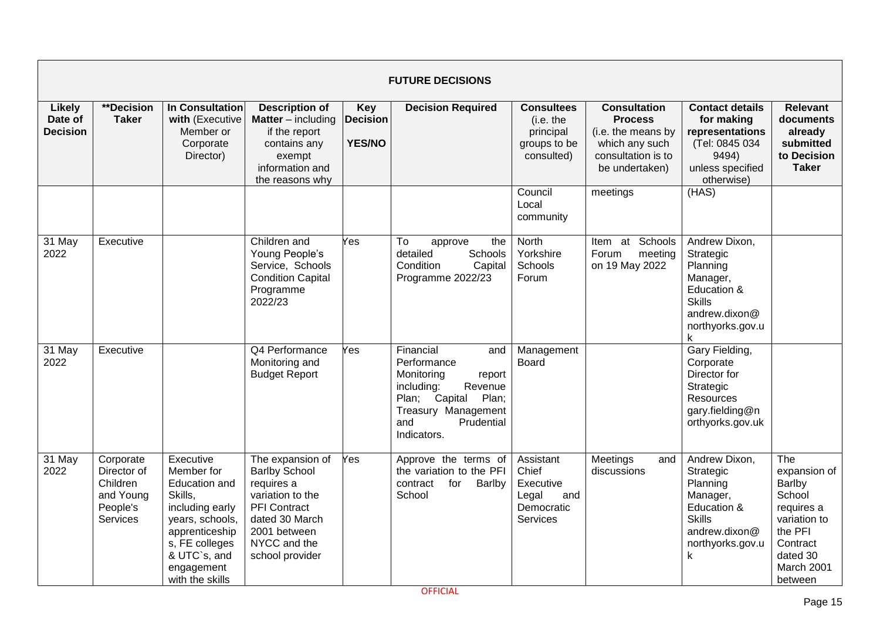| **FUTURE DECISIONS** | | | | | | | | | |
|---|---|---|---|---|---|---|---|---|---|
| **Likely Date of Decision** | ****Decision Taker** | **In Consultation with** (Executive Member or Corporate Director) | **Description of Matter** – including if the report contains any exempt information and the reasons why | **Key Decision YES/NO** | **Decision Required** | **Consultees** (i.e. the principal groups to be consulted) | **Consultation Process** (i.e. the means by which any such consultation is to be undertaken) | **Contact details for making representations** (Tel: 0845 034 9494) unless specified otherwise) | **Relevant documents already submitted to Decision Taker** |
| | | | | | | Council Local community | meetings | (HAS) | |
| 31 May 2022 | Executive | | Children and Young People's Service, Schools Condition Capital Programme 2022/23 | Yes | To approve the detailed Schools Condition Capital Programme 2022/23 | North Yorkshire Schools Forum | Item at Schools Forum meeting on 19 May 2022 | Andrew Dixon, Strategic Planning Manager, Education & Skills andrew.dixon@northyorks.gov.uk | |
| 31 May 2022 | Executive | | Q4 Performance Monitoring and Budget Report | Yes | Financial and Performance Monitoring report including: Revenue Plan; Capital Plan; Treasury Management and Prudential Indicators. | Management Board | | Gary Fielding, Corporate Director for Strategic Resources gary.fielding@northyorks.gov.uk | |
| 31 May 2022 | Corporate Director of Children and Young People's Services | Executive Member for Education and Skills, including early years, schools, apprenticeships, FE colleges & UTC`s, and engagement with the skills | The expansion of Barlby School requires a variation to the PFI Contract dated 30 March 2001 between NYCC and the school provider | Yes | Approve the terms of the variation to the PFI contract for Barlby School | Assistant Chief Executive Legal and Democratic Services | Meetings and discussions | Andrew Dixon, Strategic Planning Manager, Education & Skills andrew.dixon@northyorks.gov.uk | The expansion of Barlby School requires a variation to the PFI Contract dated 30 March 2001 between |

OFFICIAL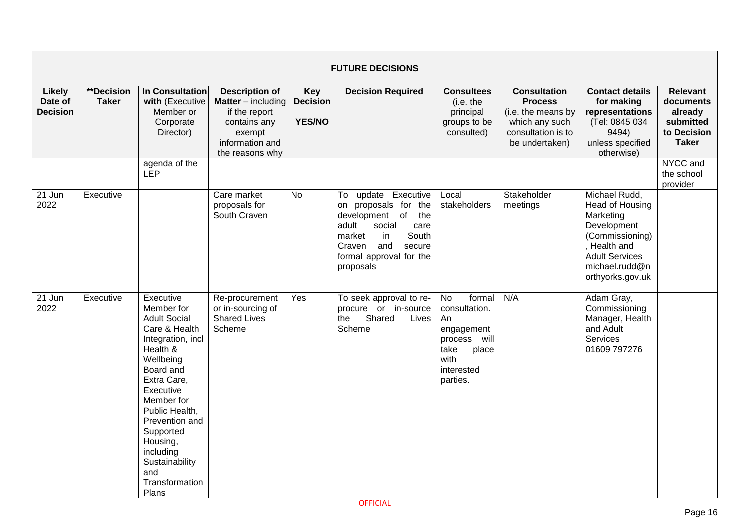| FUTURE DECISIONS | | | | | | | | | |
|---|---|---|---|---|---|---|---|---|---|
| **Likely Date of Decision** | **\*\*Decision Taker** | **In Consultation with** (Executive Member or Corporate Director) | **Description of Matter** – including if the report contains any exempt information and the reasons why | **Key Decision YES/NO** | **Decision Required** | **Consultees** (i.e. the principal groups to be consulted) | **Consultation Process** (i.e. the means by which any such consultation is to be undertaken) | **Contact details for making representations** (Tel: 0845 034 9494) unless specified otherwise) | **Relevant documents already submitted to Decision Taker** |
| | | agenda of the LEP | | | | | | | NYCC and the school provider |
| 21 Jun 2022 | Executive | | Care market proposals for South Craven | No | To update Executive on proposals for the development of the adult social care market in South Craven and secure formal approval for the proposals | Local stakeholders | Stakeholder meetings | Michael Rudd, Head of Housing Marketing Development (Commissioning), Health and Adult Services michael.rudd@northyorks.gov.uk | |
| 21 Jun 2022 | Executive | Executive Member for Adult Social Care & Health Integration, incl Health & Wellbeing Board and Extra Care, Executive Member for Public Health, Prevention and Supported Housing, including Sustainability and Transformation Plans | Re-procurement or in-sourcing of Shared Lives Scheme | Yes | To seek approval to re-procure or in-source the Shared Lives Scheme | No formal consultation. An engagement process will take place with interested parties. | N/A | Adam Gray, Commissioning Manager, Health and Adult Services 01609 797276 | |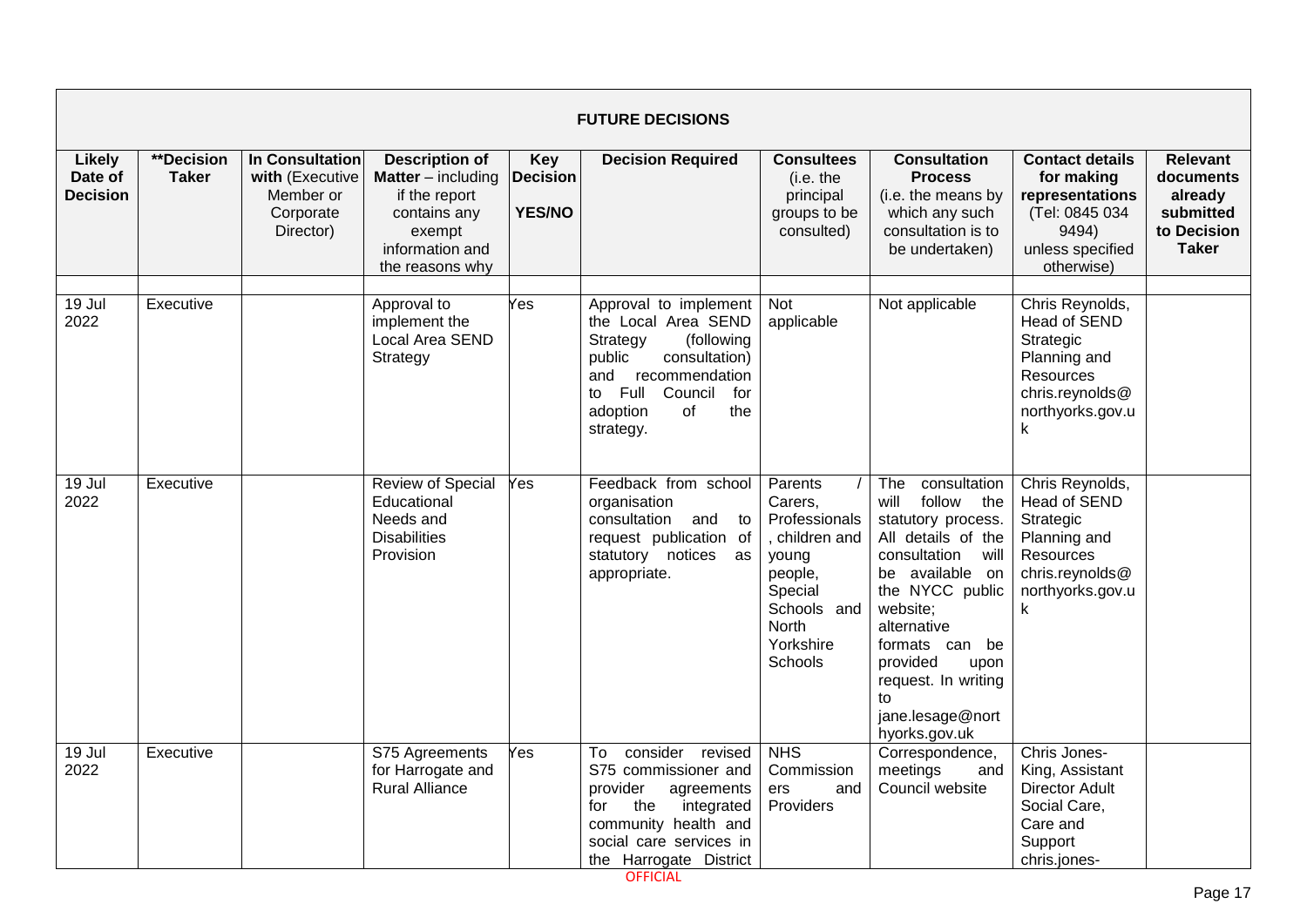| FUTURE DECISIONS | | | | | | | | | |
|---|---|---|---|---|---|---|---|---|---|
| **Likely Date of Decision** | **Decision Taker | **In Consultation with** (Executive Member or Corporate Director) | **Description of Matter** – including if the report contains any exempt information and the reasons why | **Key Decision YES/NO** | **Decision Required** | **Consultees** (i.e. the principal groups to be consulted) | **Consultation Process** (i.e. the means by which any such consultation is to be undertaken) | **Contact details for making representations** (Tel: 0845 034 9494) unless specified otherwise) | **Relevant documents already submitted to Decision Taker** |
| | | | | | | | | | |
| 19 Jul 2022 | Executive | | Approval to implement the Local Area SEND Strategy | Yes | Approval to implement the Local Area SEND Strategy (following public consultation) and recommendation to Full Council for adoption of the strategy. | Not applicable | Not applicable | Chris Reynolds, Head of SEND Strategic Planning and Resources chris.reynolds@northyorks.gov.uk | |
| 19 Jul 2022 | Executive | | Review of Special Educational Needs and Disabilities Provision | Yes | Feedback from school organisation consultation and to request publication of statutory notices as appropriate. | Parents / Carers, Professionals, children and young people, Special Schools and North Yorkshire Schools | The consultation will follow the statutory process. All details of the consultation will be available on the NYCC public website; alternative formats can be provided upon request. In writing to jane.lesage@northyorks.gov.uk | Chris Reynolds, Head of SEND Strategic Planning and Resources chris.reynolds@northyorks.gov.uk | |
| 19 Jul 2022 | Executive | | S75 Agreements for Harrogate and Rural Alliance | Yes | To consider revised S75 commissioner and provider agreements for the integrated community health and social care services in the Harrogate District | NHS Commissioners and Providers | Correspondence, meetings and Council website | Chris Jones-King, Assistant Director Adult Social Care, Care and Support chris.jones- | |

OFFICIAL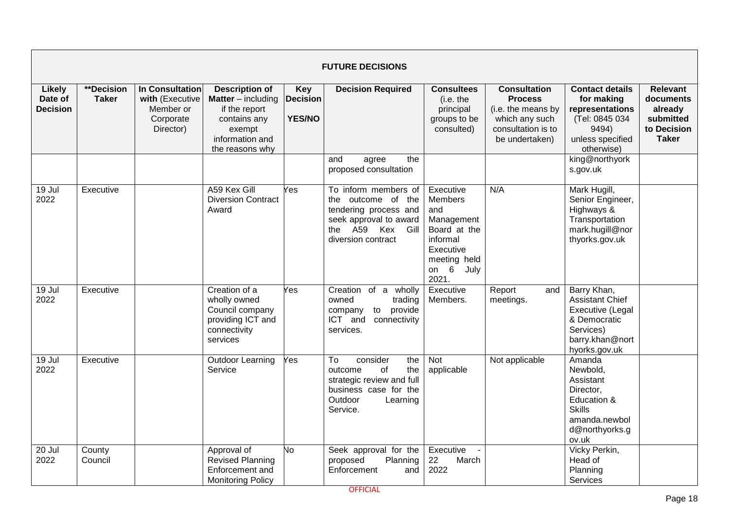**FUTURE DECISIONS**

| Likely Date of Decision | **Decision Taker | In Consultation with (Executive Member or Corporate Director) | Description of Matter – including if the report contains any exempt information and the reasons why | Key Decision YES/NO | Decision Required | Consultees (i.e. the principal groups to be consulted) | Consultation Process (i.e. the means by which any such consultation is to be undertaken) | Contact details for making representations (Tel: 0845 034 9494) unless specified otherwise) | Relevant documents already submitted to Decision Taker |
|---|---|---|---|---|---|---|---|---|---|
| | | | | | and agree the proposed consultation | | | king@northyorks.gov.uk | |
| 19 Jul 2022 | Executive | | A59 Kex Gill Diversion Contract Award | Yes | To inform members of the outcome of the tendering process and seek approval to award the A59 Kex Gill diversion contract | Executive Members and Management Board at the informal Executive meeting held on 6 July 2021. | N/A | Mark Hugill, Senior Engineer, Highways & Transportation mark.hugill@northyorks.gov.uk | |
| 19 Jul 2022 | Executive | | Creation of a wholly owned Council company providing ICT and connectivity services | Yes | Creation of a wholly owned trading company to provide ICT and connectivity services. | Executive Members. | Report and meetings. | Barry Khan, Assistant Chief Executive (Legal & Democratic Services) barry.khan@northyorks.gov.uk | |
| 19 Jul 2022 | Executive | | Outdoor Learning Service | Yes | To consider the outcome of the strategic review and full business case for the Outdoor Learning Service. | Not applicable | Not applicable | Amanda Newbold, Assistant Director, Education & Skills amanda.newbold@northyorks.gov.uk | |
| 20 Jul 2022 | County Council | | Approval of Revised Planning Enforcement and Monitoring Policy | No | Seek approval for the proposed Planning Enforcement and | Executive - 22 March 2022 | | Vicky Perkin, Head of Planning Services | |

OFFICIAL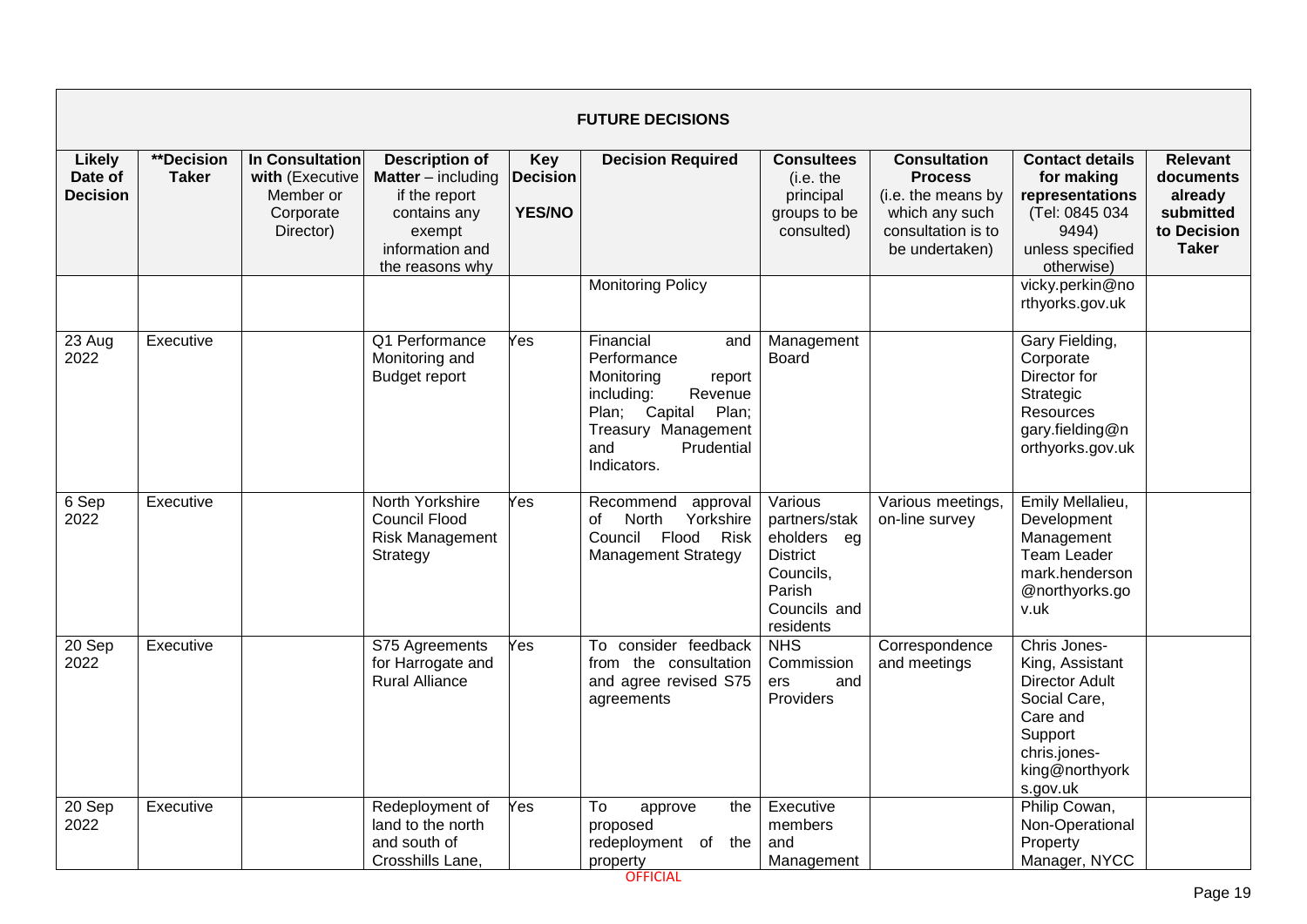| FUTURE DECISIONS | | | | | | | | | |
|---|---|---|---|---|---|---|---|---|---|
| **Likely Date of Decision** | **\*\*Decision Taker** | **In Consultation with** (Executive Member or Corporate Director) | **Description of Matter** – including if the report contains any exempt information and the reasons why | **Key Decision YES/NO** | **Decision Required** | **Consultees** (i.e. the principal groups to be consulted) | **Consultation Process** (i.e. the means by which any such consultation is to be undertaken) | **Contact details for making representations** (Tel: 0845 034 9494) unless specified otherwise) | **Relevant documents already submitted to Decision Taker** |
| | | | | | Monitoring Policy | | | vicky.perkin@northyorks.gov.uk | |
| 23 Aug 2022 | Executive | | Q1 Performance Monitoring and Budget report | Yes | Financial and Performance Monitoring report including: Revenue Plan; Capital Plan; Treasury Management and Prudential Indicators. | Management Board | | Gary Fielding, Corporate Director for Strategic Resources gary.fielding@northyorks.gov.uk | |
| 6 Sep 2022 | Executive | | North Yorkshire Council Flood Risk Management Strategy | Yes | Recommend approval of North Yorkshire Council Flood Risk Management Strategy | Various partners/stakeholders eg District Councils, Parish Councils and residents | Various meetings, on-line survey | Emily Mellalieu, Development Management Team Leader mark.henderson@northyorks.gov.uk | |
| 20 Sep 2022 | Executive | | S75 Agreements for Harrogate and Rural Alliance | Yes | To consider feedback from the consultation and agree revised S75 agreements | NHS Commissioners and Providers | Correspondence and meetings | Chris Jones-King, Assistant Director Adult Social Care, Care and Support chris.jones-king@northyorks.gov.uk | |
| 20 Sep 2022 | Executive | | Redeployment of land to the north and south of Crosshills Lane, | Yes | To approve the proposed redeployment of the property | Executive members and Management | | Philip Cowan, Non-Operational Property Manager, NYCC | |

OFFICIAL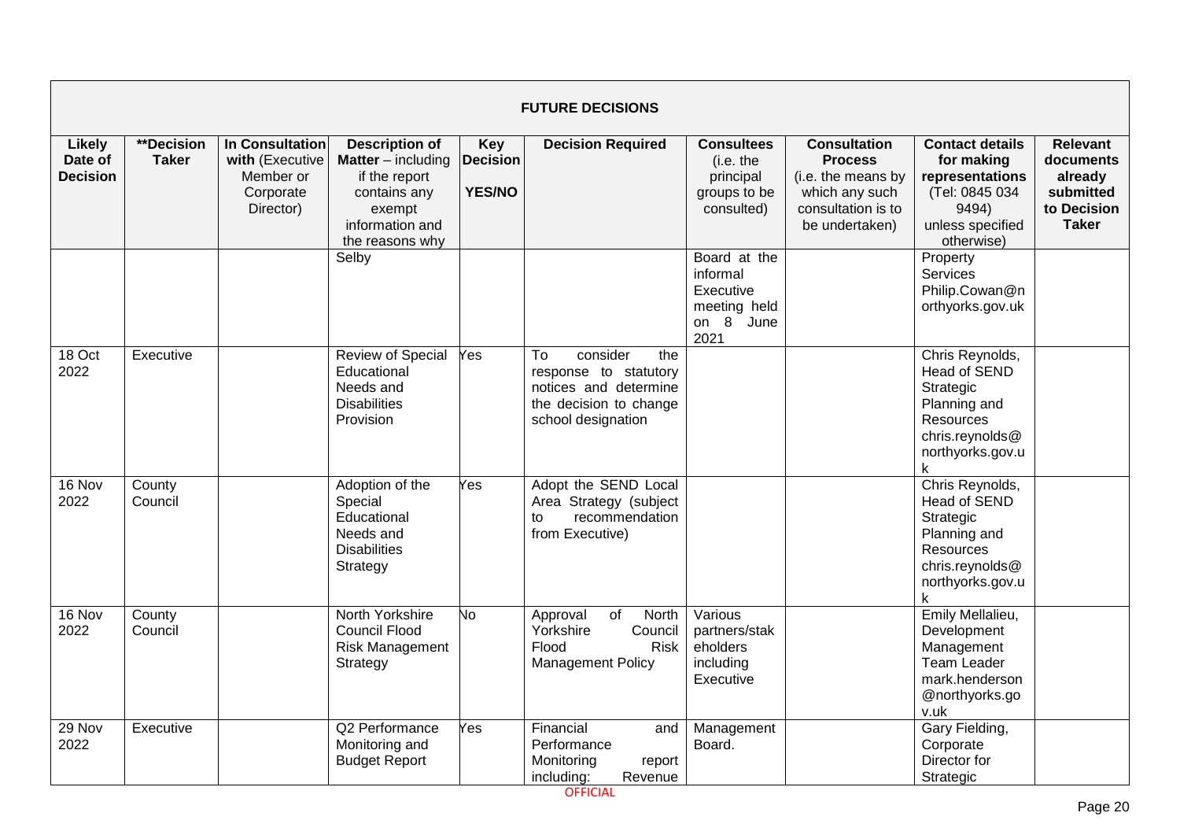| FUTURE DECISIONS | | | | | | | | | |
|---|---|---|---|---|---|---|---|---|---|
| **Likely Date of Decision** | **\*\*Decision Taker** | **In Consultation with** (Executive Member or Corporate Director) | **Description of Matter** – including if the report contains any exempt information and the reasons why | **Key Decision YES/NO** | **Decision Required** | **Consultees** (i.e. the principal groups to be consulted) | **Consultation Process** (i.e. the means by which any such consultation is to be undertaken) | **Contact details for making representations** (Tel: 0845 034 9494) unless specified otherwise) | **Relevant documents already submitted to Decision Taker** |
| | | | Selby | | | Board at the informal Executive meeting held on 8 June 2021 | | Property Services Philip.Cowan@northyorks.gov.uk | |
| 18 Oct 2022 | Executive | | Review of Special Educational Needs and Disabilities Provision | Yes | To consider the response to statutory notices and determine the decision to change school designation | | | Chris Reynolds, Head of SEND Strategic Planning and Resources chris.reynolds@northyorks.gov.uk | |
| 16 Nov 2022 | County Council | | Adoption of the Special Educational Needs and Disabilities Strategy | Yes | Adopt the SEND Local Area Strategy (subject to recommendation from Executive) | | | Chris Reynolds, Head of SEND Strategic Planning and Resources chris.reynolds@northyorks.gov.uk | |
| 16 Nov 2022 | County Council | | North Yorkshire Council Flood Risk Management Strategy | No | Approval of North Yorkshire Council Flood Risk Management Policy | Various partners/stakeholders including Executive | | Emily Mellalieu, Development Management Team Leader mark.henderson@northyorks.gov.uk | |
| 29 Nov 2022 | Executive | | Q2 Performance Monitoring and Budget Report | Yes | Financial and Performance Monitoring report including: Revenue | Management Board. | | Gary Fielding, Corporate Director for Strategic | |

OFFICIAL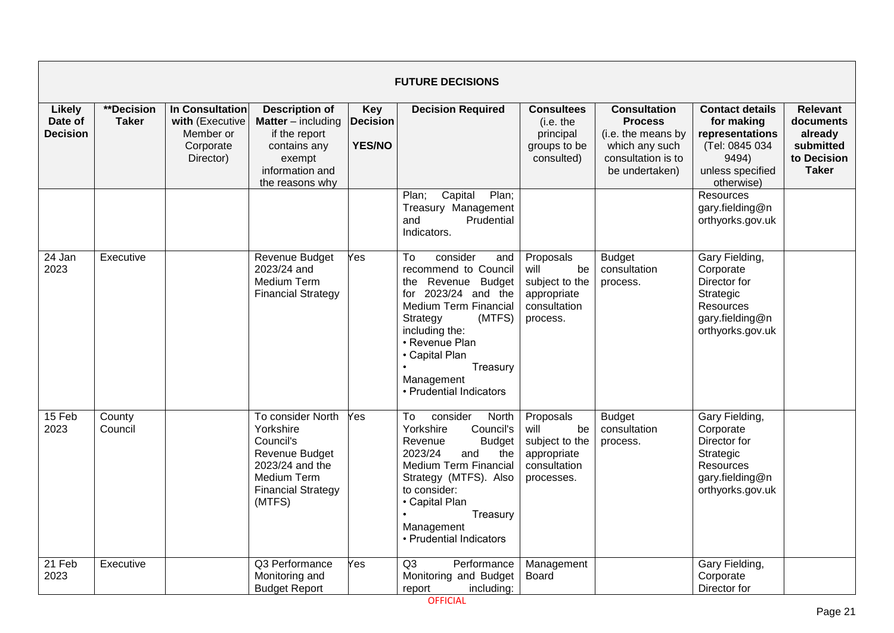| FUTURE DECISIONS | | | | | | | | | |
|---|---|---|---|---|---|---|---|---|---|
| **Likely Date of Decision** | ****Decision Taker** | **In Consultation with** (Executive Member or Corporate Director) | **Description of Matter** – including if the report contains any exempt information and the reasons why | **Key Decision YES/NO** | **Decision Required** | **Consultees** (i.e. the principal groups to be consulted) | **Consultation Process** (i.e. the means by which any such consultation is to be undertaken) | **Contact details for making representations** (Tel: 0845 034 9494) unless specified otherwise) | **Relevant documents already submitted to Decision Taker** |
| | | | | | Plan; Capital Plan; Treasury Management and Prudential Indicators. | | | Resources gary.fielding@northyorks.gov.uk | |
| 24 Jan 2023 | Executive | | Revenue Budget 2023/24 and Medium Term Financial Strategy | Yes | To consider and recommend to Council the Revenue Budget for 2023/24 and the Medium Term Financial Strategy (MTFS) including the:<br>• Revenue Plan<br>• Capital Plan<br>• Treasury Management<br>• Prudential Indicators | Proposals will be subject to the appropriate consultation process. | Budget consultation process. | Gary Fielding, Corporate Director for Strategic Resources gary.fielding@northyorks.gov.uk | |
| 15 Feb 2023 | County Council | | To consider North Yorkshire Council's Revenue Budget 2023/24 and the Medium Term Financial Strategy (MTFS) | Yes | To consider North Yorkshire Council's Revenue Budget 2023/24 and the Medium Term Financial Strategy (MTFS). Also to consider:<br>• Capital Plan<br>• Treasury Management<br>• Prudential Indicators | Proposals will be subject to the appropriate consultation processes. | Budget consultation process. | Gary Fielding, Corporate Director for Strategic Resources gary.fielding@northyorks.gov.uk | |
| 21 Feb 2023 | Executive | | Q3 Performance Monitoring and Budget Report | Yes | Q3 Performance Monitoring and Budget report including: | Management Board | | Gary Fielding, Corporate Director for | |

OFFICIAL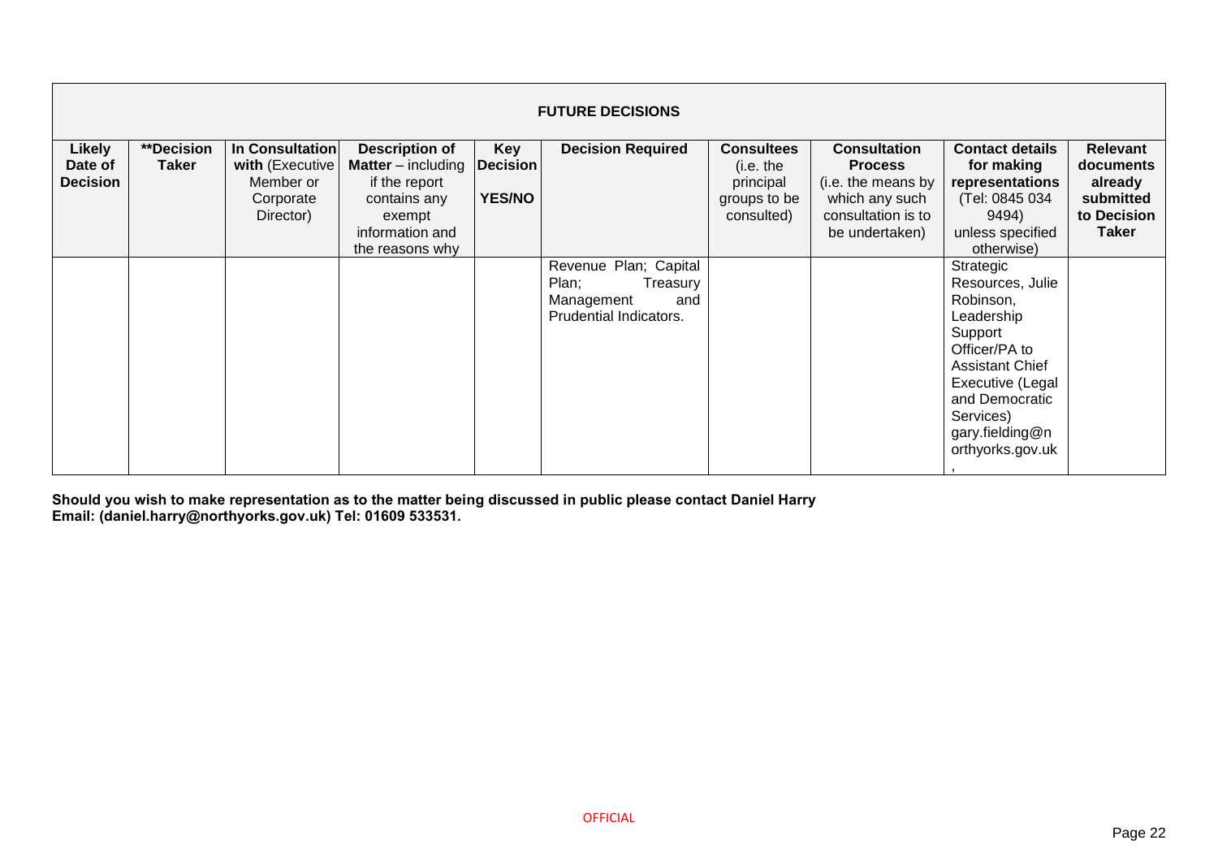| FUTURE DECISIONS | | | | | | | | | |
|---|---|---|---|---|---|---|---|---|---|
| **Likely Date of Decision** | **\*\*Decision Taker** | **In Consultation with** (Executive Member or Corporate Director) | **Description of Matter** – including if the report contains any exempt information and the reasons why | **Key Decision YES/NO** | **Decision Required** | **Consultees** (i.e. the principal groups to be consulted) | **Consultation Process** (i.e. the means by which any such consultation is to be undertaken) | **Contact details for making representations** (Tel: 0845 034 9494) unless specified otherwise) | **Relevant documents already submitted to Decision Taker** |
| | | | | | Revenue Plan; Capital Plan; Treasury Management and Prudential Indicators. | | | Strategic Resources, Julie Robinson, Leadership Support Officer/PA to Assistant Chief Executive (Legal and Democratic Services) gary.fielding@northyorks.gov.uk , | |

**Should you wish to make representation as to the matter being discussed in public please contact Daniel Harry Email: (daniel.harry@northyorks.gov.uk) Tel: 01609 533531.**

OFFICIAL